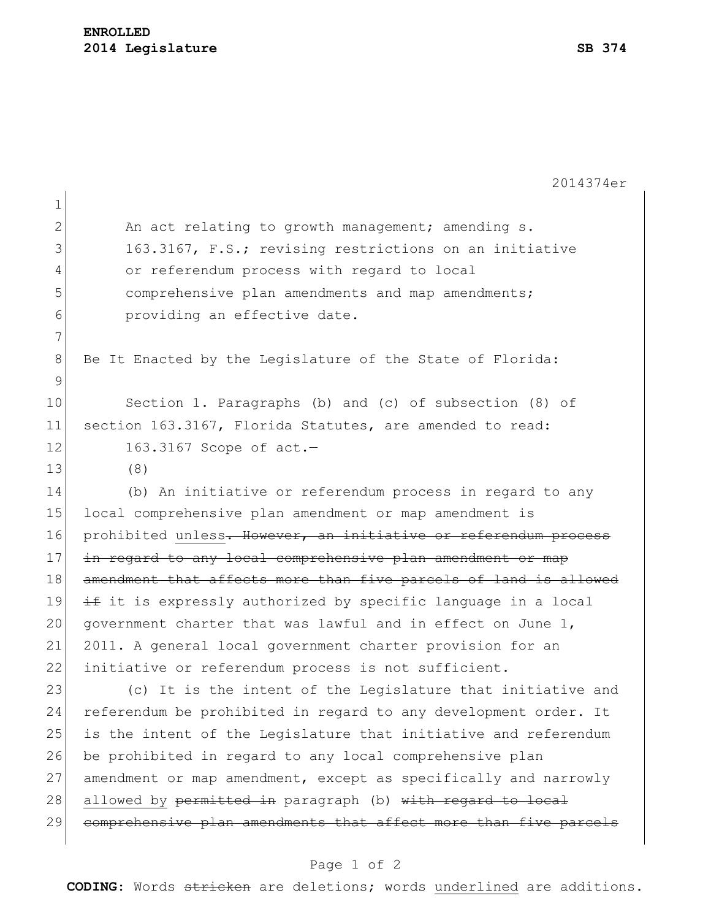An act relating to growth management; amending s. 163.3167, F.S.; revising restrictions on an initiative or referendum process with regard to local comprehensive plan amendments and map amendments; providing an effective date.

Be It Enacted by the Legislature of the State of Florida:

Section 1. Paragraphs (b) and (c) of subsection (8) of section 163.3167, Florida Statutes, are amended to read:

163.3167 Scope of act.—

(8)

(b) An initiative or referendum process in regard to any local comprehensive plan amendment or map amendment is prohibited <u>unless</u>~~. However, an initiative or referendum process in regard to any local comprehensive plan amendment or map amendment that affects more than five parcels of land is allowed if~~ it is expressly authorized by specific language in a local government charter that was lawful and in effect on June 1, 2011. A general local government charter provision for an initiative or referendum process is not sufficient.

(c) It is the intent of the Legislature that initiative and referendum be prohibited in regard to any development order. It is the intent of the Legislature that initiative and referendum be prohibited in regard to any local comprehensive plan amendment or map amendment, except as specifically and narrowly <u>allowed by</u> ~~permitted in~~ paragraph (b) ~~with regard to local comprehensive plan amendments that affect more than five parcels~~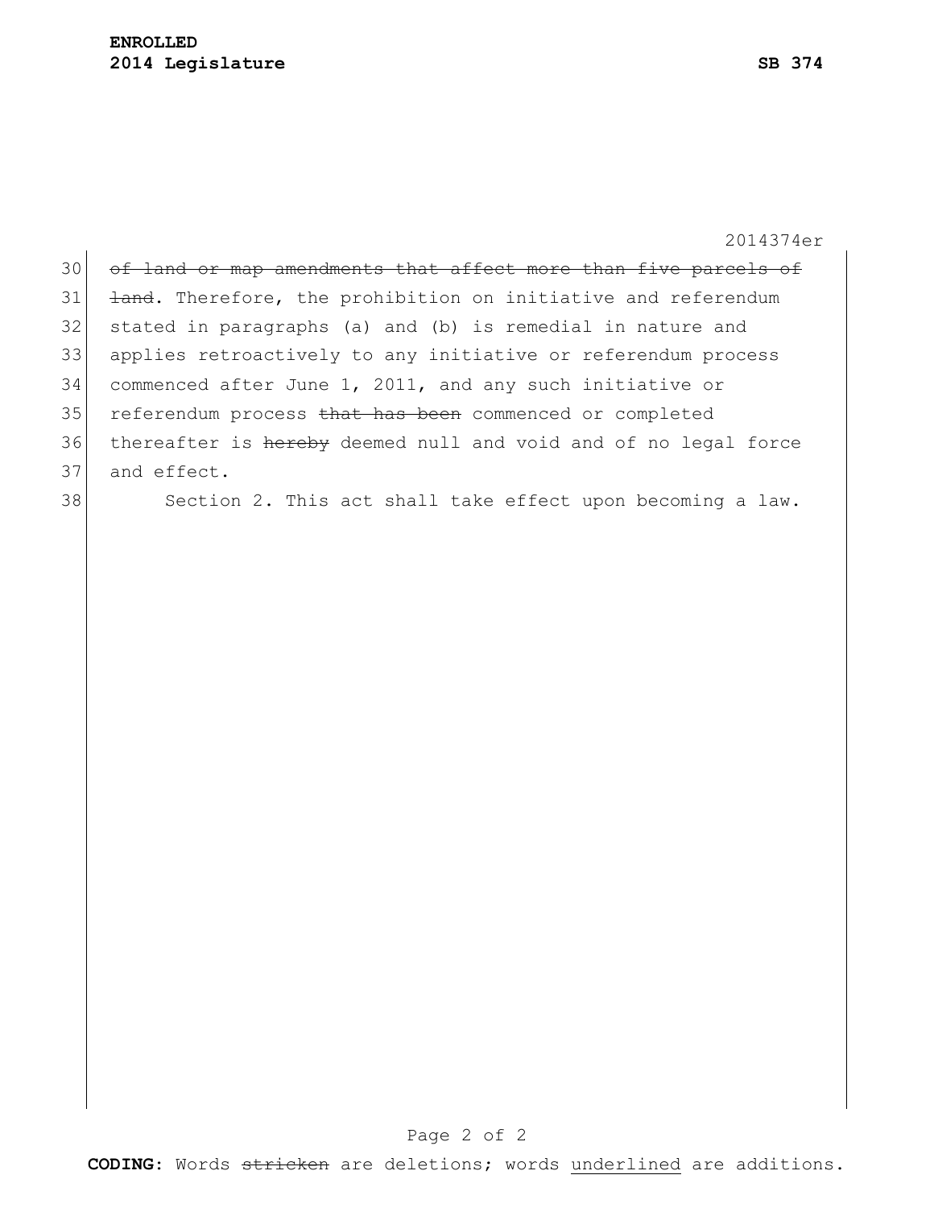~~of land or map amendments that affect more than five parcels of land~~. Therefore, the prohibition on initiative and referendum stated in paragraphs (a) and (b) is remedial in nature and applies retroactively to any initiative or referendum process commenced after June 1, 2011, and any such initiative or referendum process ~~that has been~~ commenced or completed thereafter is ~~hereby~~ deemed null and void and of no legal force and effect.

Section 2. This act shall take effect upon becoming a law.

**CODING:** Words ~~stricken~~ are deletions; words <u>underlined</u> are additions.